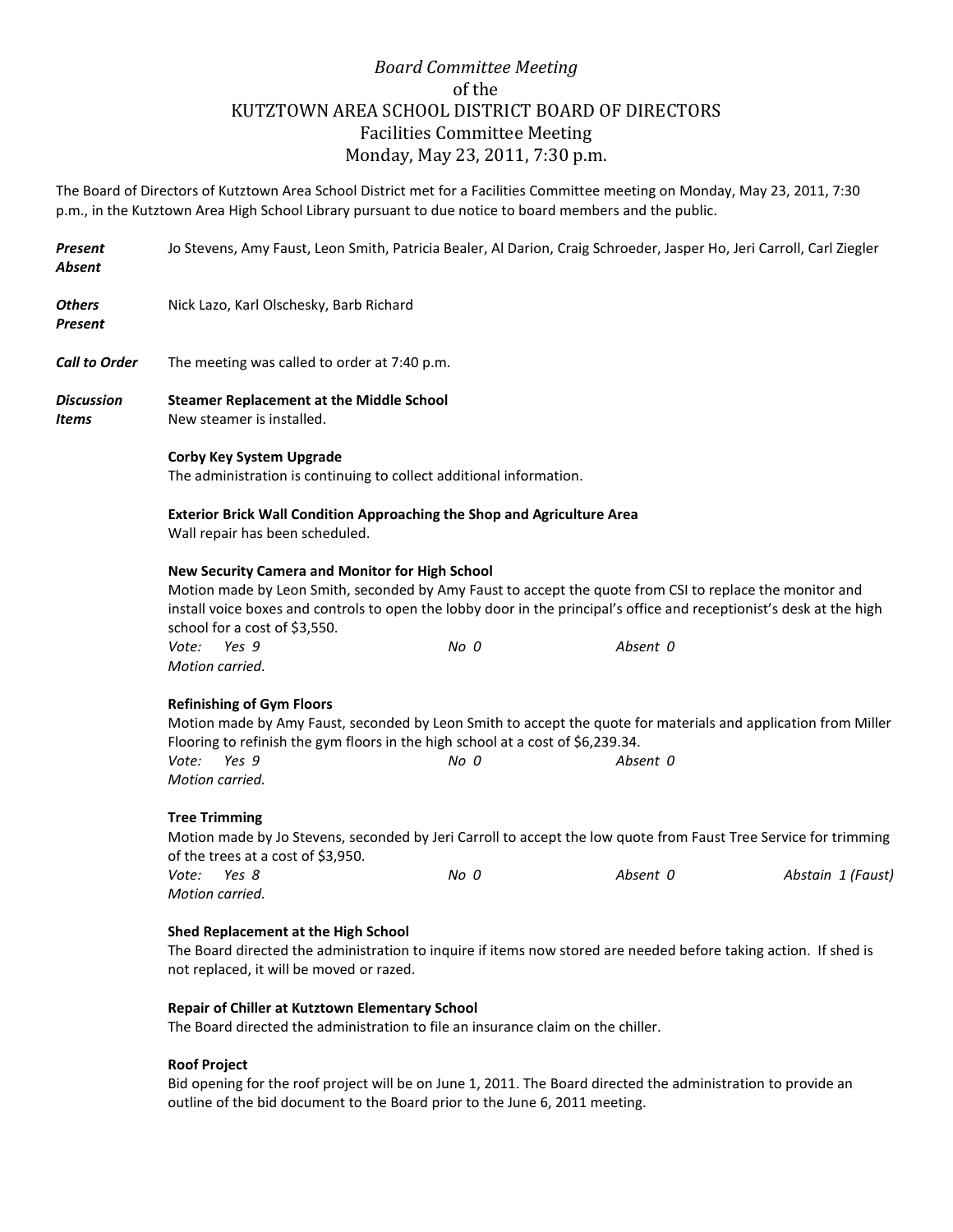*Board Committee Meeting*
of the
KUTZTOWN AREA SCHOOL DISTRICT BOARD OF DIRECTORS
Facilities Committee Meeting
Monday, May 23, 2011, 7:30 p.m.

The Board of Directors of Kutztown Area School District met for a Facilities Committee meeting on Monday, May 23, 2011, 7:30 p.m., in the Kutztown Area High School Library pursuant to due notice to board members and the public.

***Present*** Jo Stevens, Amy Faust, Leon Smith, Patricia Bealer, Al Darion, Craig Schroeder, Jasper Ho, Jeri Carroll, Carl Ziegler

***Absent***

***Others Present*** Nick Lazo, Karl Olschesky, Barb Richard

***Call to Order*** The meeting was called to order at 7:40 p.m.

***Discussion Items***

**Steamer Replacement at the Middle School**
New steamer is installed.

**Corby Key System Upgrade**
The administration is continuing to collect additional information.

**Exterior Brick Wall Condition Approaching the Shop and Agriculture Area**
Wall repair has been scheduled.

**New Security Camera and Monitor for High School**
Motion made by Leon Smith, seconded by Amy Faust to accept the quote from CSI to replace the monitor and install voice boxes and controls to open the lobby door in the principal's office and receptionist's desk at the high school for a cost of $3,550.

*Vote: Yes 9 No 0 Absent 0*
*Motion carried.*

**Refinishing of Gym Floors**
Motion made by Amy Faust, seconded by Leon Smith to accept the quote for materials and application from Miller Flooring to refinish the gym floors in the high school at a cost of $6,239.34.

*Vote: Yes 9 No 0 Absent 0*
*Motion carried.*

**Tree Trimming**
Motion made by Jo Stevens, seconded by Jeri Carroll to accept the low quote from Faust Tree Service for trimming of the trees at a cost of $3,950.

*Vote: Yes 8 No 0 Absent 0 Abstain 1 (Faust)*
*Motion carried.*

**Shed Replacement at the High School**
The Board directed the administration to inquire if items now stored are needed before taking action. If shed is not replaced, it will be moved or razed.

**Repair of Chiller at Kutztown Elementary School**
The Board directed the administration to file an insurance claim on the chiller.

**Roof Project**
Bid opening for the roof project will be on June 1, 2011. The Board directed the administration to provide an outline of the bid document to the Board prior to the June 6, 2011 meeting.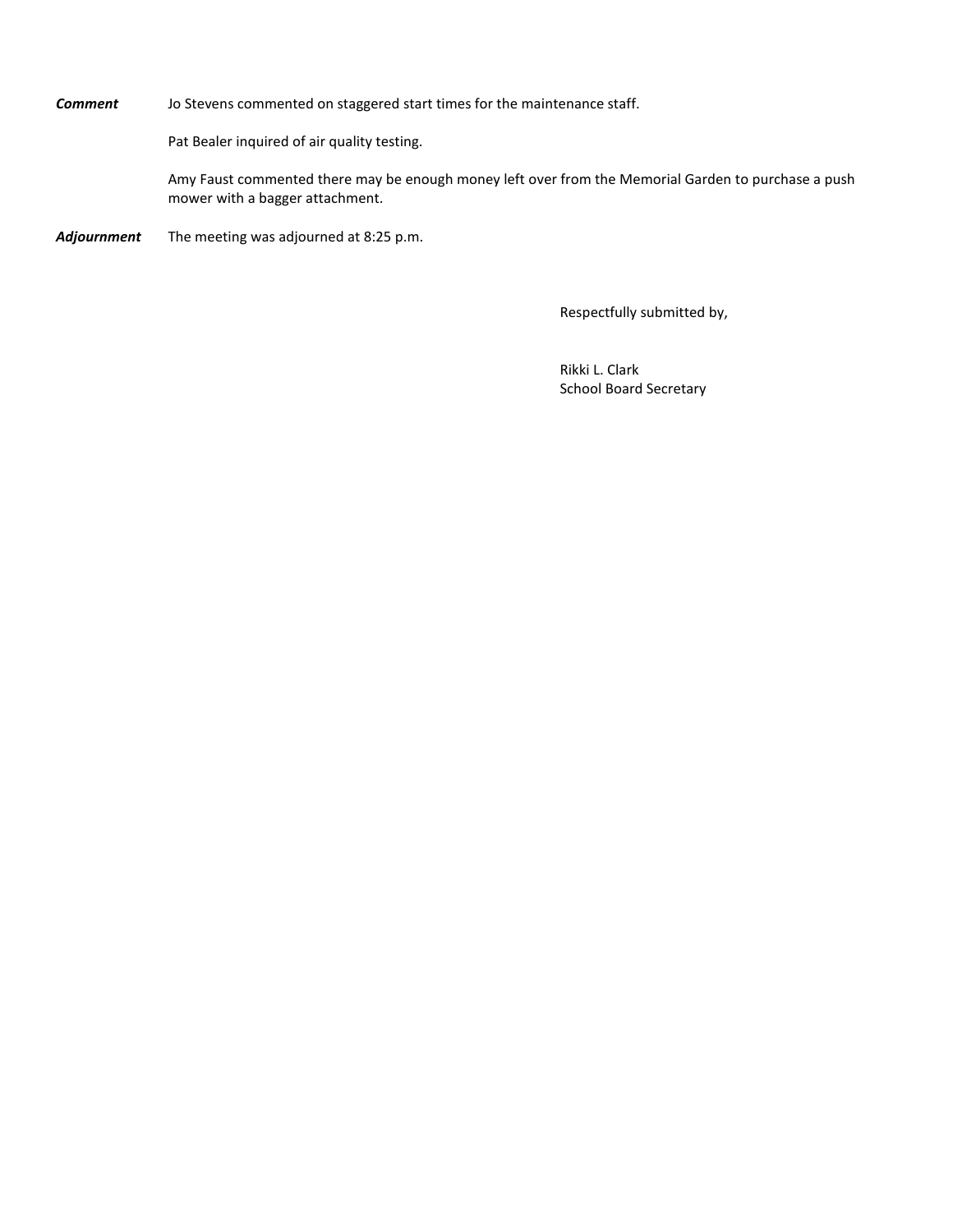***Comment*** Jo Stevens commented on staggered start times for the maintenance staff.

Pat Bealer inquired of air quality testing.

Amy Faust commented there may be enough money left over from the Memorial Garden to purchase a push mower with a bagger attachment.

***Adjournment*** The meeting was adjourned at 8:25 p.m.

Respectfully submitted by,

Rikki L. Clark
School Board Secretary